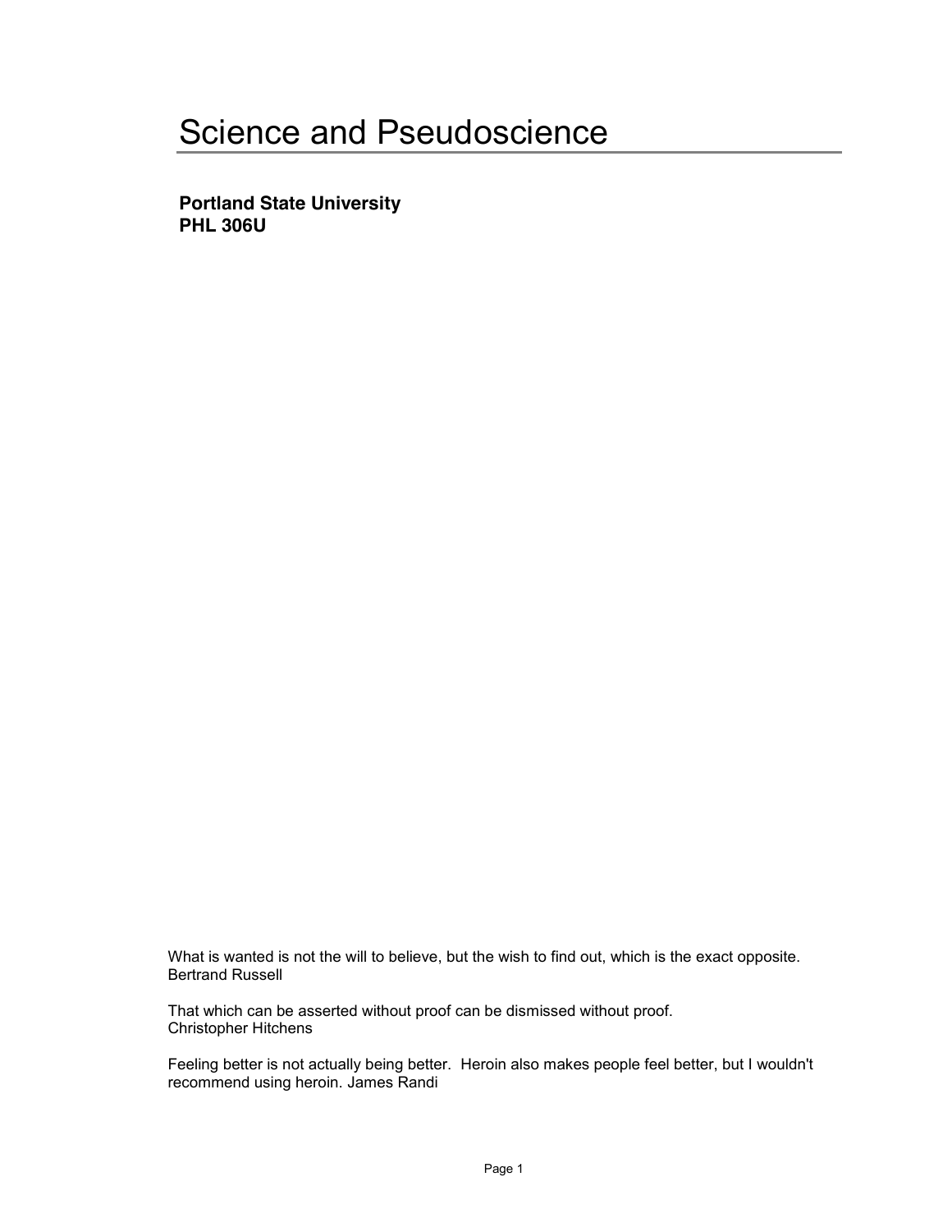# Science and Pseudoscience

**Portland State University**
**PHL 306U**

What is wanted is not the will to believe, but the wish to find out, which is the exact opposite.
Bertrand Russell

That which can be asserted without proof can be dismissed without proof.
Christopher Hitchens

Feeling better is not actually being better. Heroin also makes people feel better, but I wouldn't recommend using heroin. James Randi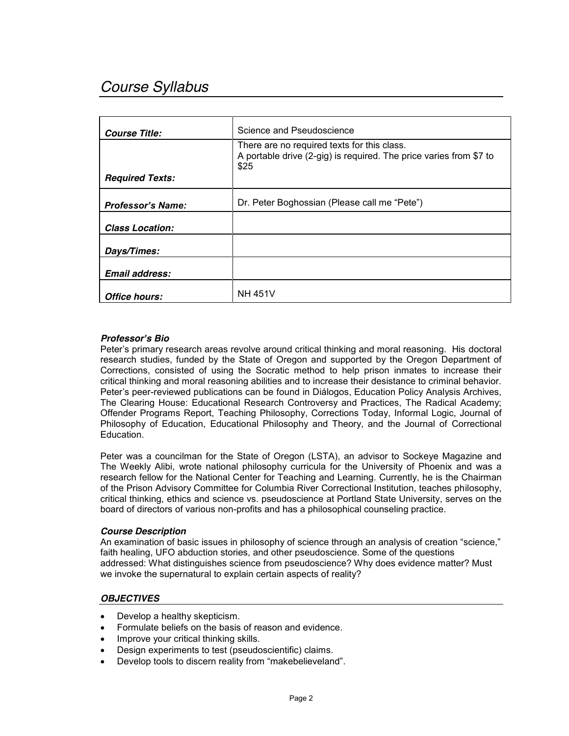# Course Syllabus

| | |
|---|---|
| ***Course Title:*** | Science and Pseudoscience |
| ***Required Texts:*** | There are no required texts for this class.<br>A portable drive (2-gig) is required. The price varies from $7 to $25 |
| ***Professor's Name:*** | Dr. Peter Boghossian (Please call me "Pete") |
| ***Class Location:*** | |
| ***Days/Times:*** | |
| ***Email address:*** | |
| ***Office hours:*** | NH 451V |

### *Professor's Bio*

Peter's primary research areas revolve around critical thinking and moral reasoning. His doctoral research studies, funded by the State of Oregon and supported by the Oregon Department of Corrections, consisted of using the Socratic method to help prison inmates to increase their critical thinking and moral reasoning abilities and to increase their desistance to criminal behavior. Peter's peer-reviewed publications can be found in Diálogos, Education Policy Analysis Archives, The Clearing House: Educational Research Controversy and Practices, The Radical Academy; Offender Programs Report, Teaching Philosophy, Corrections Today, Informal Logic, Journal of Philosophy of Education, Educational Philosophy and Theory, and the Journal of Correctional Education.

Peter was a councilman for the State of Oregon (LSTA), an advisor to Sockeye Magazine and The Weekly Alibi, wrote national philosophy curricula for the University of Phoenix and was a research fellow for the National Center for Teaching and Learning. Currently, he is the Chairman of the Prison Advisory Committee for Columbia River Correctional Institution, teaches philosophy, critical thinking, ethics and science vs. pseudoscience at Portland State University, serves on the board of directors of various non-profits and has a philosophical counseling practice.

### *Course Description*

An examination of basic issues in philosophy of science through an analysis of creation "science," faith healing, UFO abduction stories, and other pseudoscience. Some of the questions addressed: What distinguishes science from pseudoscience? Why does evidence matter? Must we invoke the supernatural to explain certain aspects of reality?

### *OBJECTIVES*

- Develop a healthy skepticism.
- Formulate beliefs on the basis of reason and evidence.
- Improve your critical thinking skills.
- Design experiments to test (pseudoscientific) claims.
- Develop tools to discern reality from "makebelieveland".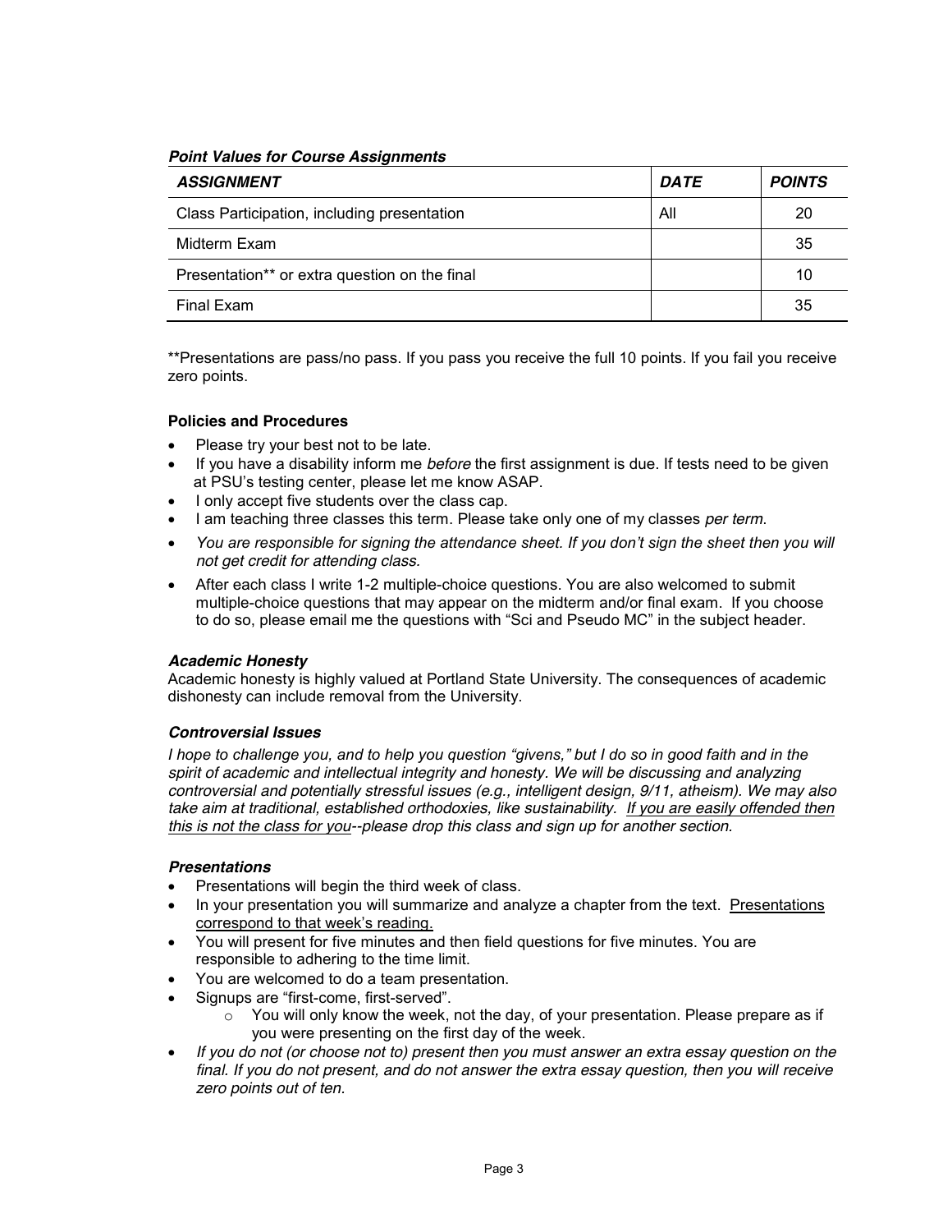***Point Values for Course Assignments***

| ***ASSIGNMENT*** | ***DATE*** | ***POINTS*** |
|---|---|---|
| Class Participation, including presentation | All | 20 |
| Midterm Exam | | 35 |
| Presentation** or extra question on the final | | 10 |
| Final Exam | | 35 |

**Presentations are pass/no pass. If you pass you receive the full 10 points. If you fail you receive zero points.

**Policies and Procedures**

- Please try your best not to be late.
- If you have a disability inform me *before* the first assignment is due. If tests need to be given at PSU's testing center, please let me know ASAP.
- I only accept five students over the class cap.
- I am teaching three classes this term. Please take only one of my classes *per term*.
- *You are responsible for signing the attendance sheet. If you don't sign the sheet then you will not get credit for attending class.*
- After each class I write 1-2 multiple-choice questions. You are also welcomed to submit multiple-choice questions that may appear on the midterm and/or final exam. If you choose to do so, please email me the questions with "Sci and Pseudo MC" in the subject header.

***Academic Honesty***

Academic honesty is highly valued at Portland State University. The consequences of academic dishonesty can include removal from the University.

***Controversial Issues***

*I hope to challenge you, and to help you question "givens," but I do so in good faith and in the spirit of academic and intellectual integrity and honesty. We will be discussing and analyzing controversial and potentially stressful issues (e.g., intelligent design, 9/11, atheism). We may also take aim at traditional, established orthodoxies, like sustainability. <u>If you are easily offended then this is not the class for you</u>--please drop this class and sign up for another section.*

***Presentations***

- Presentations will begin the third week of class.
- In your presentation you will summarize and analyze a chapter from the text. <u>Presentations correspond to that week's reading.</u>
- You will present for five minutes and then field questions for five minutes. You are responsible to adhering to the time limit.
- You are welcomed to do a team presentation.
- Signups are "first-come, first-served".
  - You will only know the week, not the day, of your presentation. Please prepare as if you were presenting on the first day of the week.
- *If you do not (or choose not to) present then you must answer an extra essay question on the final. If you do not present, and do not answer the extra essay question, then you will receive zero points out of ten.*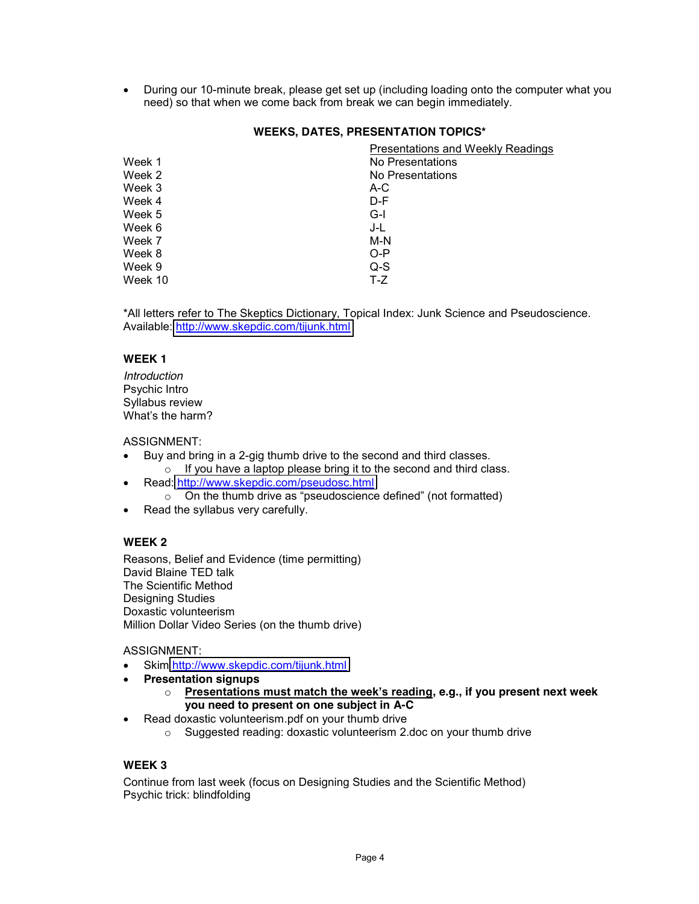- During our 10-minute break, please get set up (including loading onto the computer what you need) so that when we come back from break we can begin immediately.

**WEEKS, DATES, PRESENTATION TOPICS***

| | Presentations and Weekly Readings |
|---|---|
| Week 1 | No Presentations |
| Week 2 | No Presentations |
| Week 3 | A-C |
| Week 4 | D-F |
| Week 5 | G-I |
| Week 6 | J-L |
| Week 7 | M-N |
| Week 8 | O-P |
| Week 9 | Q-S |
| Week 10 | T-Z |

*All letters refer to The Skeptics Dictionary, Topical Index: Junk Science and Pseudoscience. Available: http://www.skepdic.com/tijunk.html

**WEEK 1**

*Introduction*
Psychic Intro
Syllabus review
What's the harm?

ASSIGNMENT:

- Buy and bring in a 2-gig thumb drive to the second and third classes.
  - If you have a laptop please bring it to the second and third class.
- Read: http://www.skepdic.com/pseudosc.html
  - On the thumb drive as "pseudoscience defined" (not formatted)
- Read the syllabus very carefully.

**WEEK 2**

Reasons, Belief and Evidence (time permitting)
David Blaine TED talk
The Scientific Method
Designing Studies
Doxastic volunteerism
Million Dollar Video Series (on the thumb drive)

ASSIGNMENT:

- Skim http://www.skepdic.com/tijunk.html
- **Presentation signups**
  - **<u>Presentations must match the week's reading</u>, e.g., if you present next week you need to present on one subject in A-C**
- Read doxastic volunteerism.pdf on your thumb drive
  - Suggested reading: doxastic volunteerism 2.doc on your thumb drive

**WEEK 3**

Continue from last week (focus on Designing Studies and the Scientific Method)
Psychic trick: blindfolding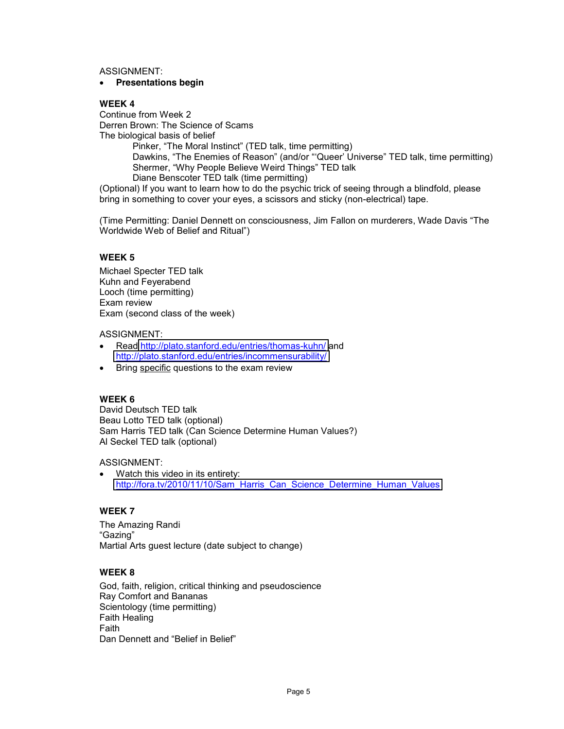ASSIGNMENT:

- **Presentations begin**

**WEEK 4**

Continue from Week 2
Derren Brown: The Science of Scams
The biological basis of belief

> Pinker, "The Moral Instinct" (TED talk, time permitting)
> Dawkins, "The Enemies of Reason" (and/or "'Queer' Universe" TED talk, time permitting)
> Shermer, "Why People Believe Weird Things" TED talk
> Diane Benscoter TED talk (time permitting)

(Optional) If you want to learn how to do the psychic trick of seeing through a blindfold, please bring in something to cover your eyes, a scissors and sticky (non-electrical) tape.

(Time Permitting: Daniel Dennett on consciousness, Jim Fallon on murderers, Wade Davis "The Worldwide Web of Belief and Ritual")

**WEEK 5**

Michael Specter TED talk
Kuhn and Feyerabend
Looch (time permitting)
Exam review
Exam (second class of the week)

ASSIGNMENT:

- Read http://plato.stanford.edu/entries/thomas-kuhn/ and http://plato.stanford.edu/entries/incommensurability/
- Bring <u>specific</u> questions to the exam review

**WEEK 6**

David Deutsch TED talk
Beau Lotto TED talk (optional)
Sam Harris TED talk (Can Science Determine Human Values?)
Al Seckel TED talk (optional)

ASSIGNMENT:

- Watch this video in its entirety: http://fora.tv/2010/11/10/Sam_Harris_Can_Science_Determine_Human_Values

**WEEK 7**

The Amazing Randi
"Gazing"
Martial Arts guest lecture (date subject to change)

**WEEK 8**

God, faith, religion, critical thinking and pseudoscience
Ray Comfort and Bananas
Scientology (time permitting)
Faith Healing
Faith
Dan Dennett and "Belief in Belief"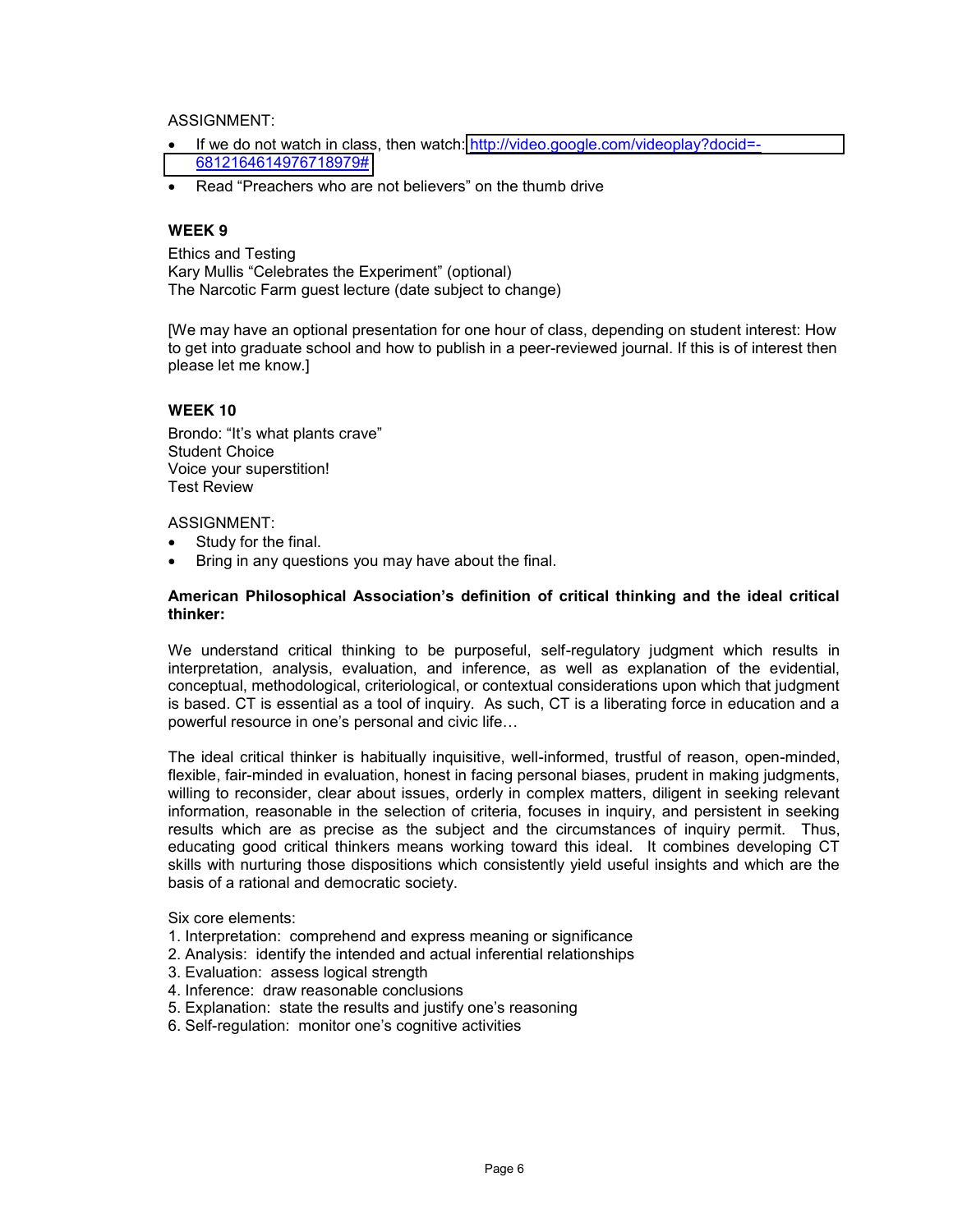ASSIGNMENT:

- If we do not watch in class, then watch: [http://video.google.com/videoplay?docid=-6812164614976718979#](http://video.google.com/videoplay?docid=-6812164614976718979#)
- Read "Preachers who are not believers" on the thumb drive

### WEEK 9

Ethics and Testing  
Kary Mullis "Celebrates the Experiment" (optional)  
The Narcotic Farm guest lecture (date subject to change)

[We may have an optional presentation for one hour of class, depending on student interest: How to get into graduate school and how to publish in a peer-reviewed journal. If this is of interest then please let me know.]

### WEEK 10

Brondo: "It's what plants crave"  
Student Choice  
Voice your superstition!  
Test Review

ASSIGNMENT:

- Study for the final.
- Bring in any questions you may have about the final.

**American Philosophical Association's definition of critical thinking and the ideal critical thinker:**

We understand critical thinking to be purposeful, self-regulatory judgment which results in interpretation, analysis, evaluation, and inference, as well as explanation of the evidential, conceptual, methodological, criteriological, or contextual considerations upon which that judgment is based. CT is essential as a tool of inquiry. As such, CT is a liberating force in education and a powerful resource in one's personal and civic life…

The ideal critical thinker is habitually inquisitive, well-informed, trustful of reason, open-minded, flexible, fair-minded in evaluation, honest in facing personal biases, prudent in making judgments, willing to reconsider, clear about issues, orderly in complex matters, diligent in seeking relevant information, reasonable in the selection of criteria, focuses in inquiry, and persistent in seeking results which are as precise as the subject and the circumstances of inquiry permit. Thus, educating good critical thinkers means working toward this ideal. It combines developing CT skills with nurturing those dispositions which consistently yield useful insights and which are the basis of a rational and democratic society.

Six core elements:

1. Interpretation: comprehend and express meaning or significance
2. Analysis: identify the intended and actual inferential relationships
3. Evaluation: assess logical strength
4. Inference: draw reasonable conclusions
5. Explanation: state the results and justify one's reasoning
6. Self-regulation: monitor one's cognitive activities